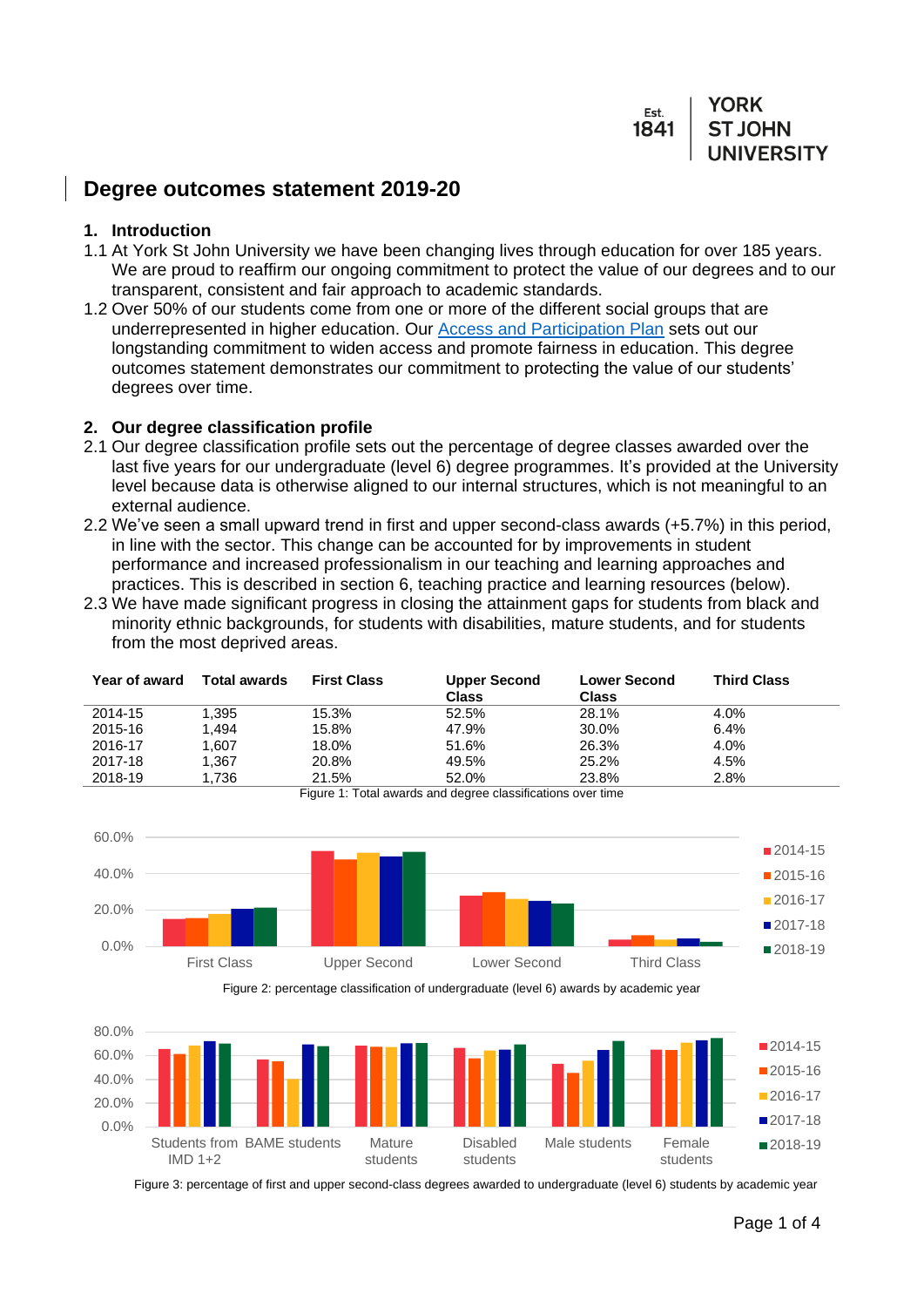# Degree outcomes statement 2019-20

## 1. Introduction

1.1 At York St John University we have been changing lives through education for over 185 years. We are proud to reaffirm our ongoing commitment to protect the value of our degrees and to our transparent, consistent and fair approach to academic standards.

1.2 Over 50% of our students come from one or more of the different social groups that are underrepresented in higher education. Our Access and Participation Plan sets out our longstanding commitment to widen access and promote fairness in education. This degree outcomes statement demonstrates our commitment to protecting the value of our students' degrees over time.

## 2. Our degree classification profile

2.1 Our degree classification profile sets out the percentage of degree classes awarded over the last five years for our undergraduate (level 6) degree programmes. It's provided at the University level because data is otherwise aligned to our internal structures, which is not meaningful to an external audience.

2.2 We've seen a small upward trend in first and upper second-class awards (+5.7%) in this period, in line with the sector. This change can be accounted for by improvements in student performance and increased professionalism in our teaching and learning approaches and practices. This is described in section 6, teaching practice and learning resources (below).

2.3 We have made significant progress in closing the attainment gaps for students from black and minority ethnic backgrounds, for students with disabilities, mature students, and for students from the most deprived areas.

| Year of award | Total awards | First Class | Upper Second Class | Lower Second Class | Third Class |
|---|---|---|---|---|---|
| 2014-15 | 1,395 | 15.3% | 52.5% | 28.1% | 4.0% |
| 2015-16 | 1,494 | 15.8% | 47.9% | 30.0% | 6.4% |
| 2016-17 | 1,607 | 18.0% | 51.6% | 26.3% | 4.0% |
| 2017-18 | 1,367 | 20.8% | 49.5% | 25.2% | 4.5% |
| 2018-19 | 1,736 | 21.5% | 52.0% | 23.8% | 2.8% |

Figure 1: Total awards and degree classifications over time

Figure 2: percentage classification of undergraduate (level 6) awards by academic year

Figure 3: percentage of first and upper second-class degrees awarded to undergraduate (level 6) students by academic year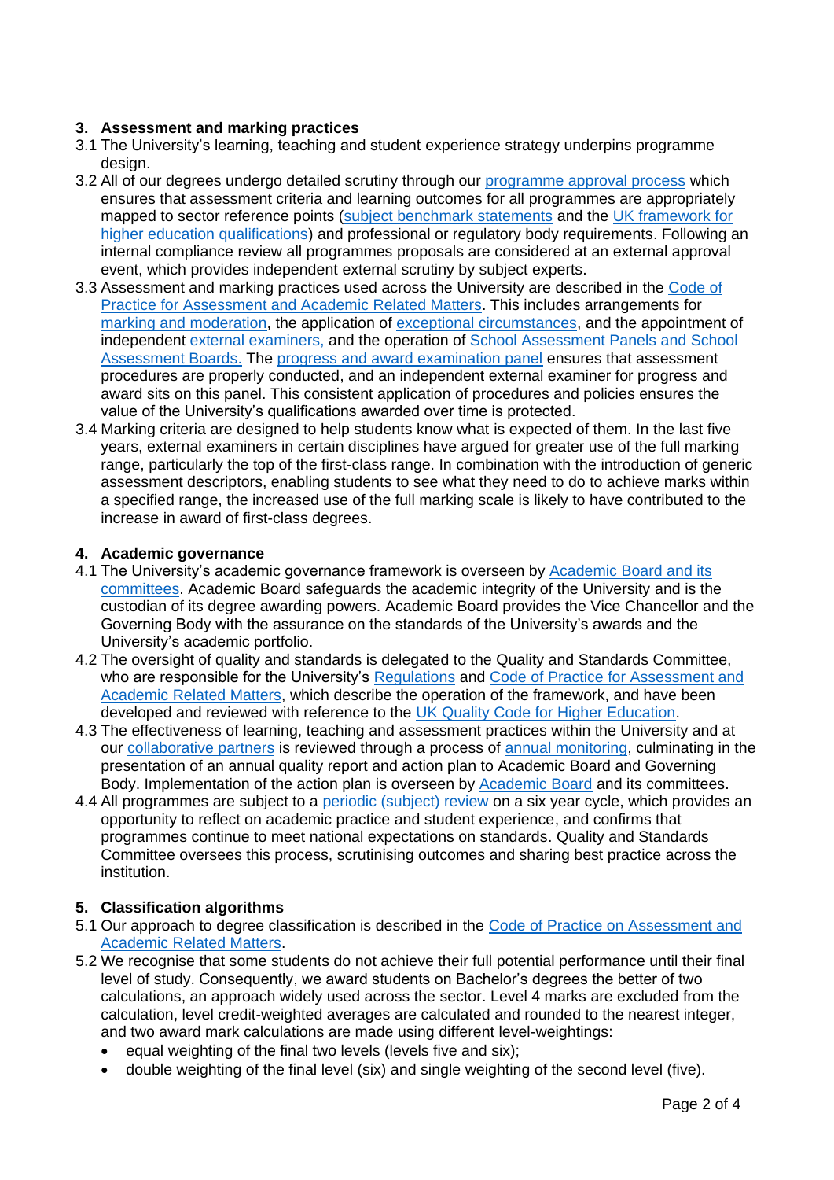## 3. Assessment and marking practices

3.1 The University's learning, teaching and student experience strategy underpins programme design.

3.2 All of our degrees undergo detailed scrutiny through our programme approval process which ensures that assessment criteria and learning outcomes for all programmes are appropriately mapped to sector reference points (subject benchmark statements and the UK framework for higher education qualifications) and professional or regulatory body requirements. Following an internal compliance review all programmes proposals are considered at an external approval event, which provides independent external scrutiny by subject experts.

3.3 Assessment and marking practices used across the University are described in the Code of Practice for Assessment and Academic Related Matters. This includes arrangements for marking and moderation, the application of exceptional circumstances, and the appointment of independent external examiners, and the operation of School Assessment Panels and School Assessment Boards. The progress and award examination panel ensures that assessment procedures are properly conducted, and an independent external examiner for progress and award sits on this panel. This consistent application of procedures and policies ensures the value of the University's qualifications awarded over time is protected.

3.4 Marking criteria are designed to help students know what is expected of them. In the last five years, external examiners in certain disciplines have argued for greater use of the full marking range, particularly the top of the first-class range. In combination with the introduction of generic assessment descriptors, enabling students to see what they need to do to achieve marks within a specified range, the increased use of the full marking scale is likely to have contributed to the increase in award of first-class degrees.

## 4. Academic governance

4.1 The University's academic governance framework is overseen by Academic Board and its committees. Academic Board safeguards the academic integrity of the University and is the custodian of its degree awarding powers. Academic Board provides the Vice Chancellor and the Governing Body with the assurance on the standards of the University's awards and the University's academic portfolio.

4.2 The oversight of quality and standards is delegated to the Quality and Standards Committee, who are responsible for the University's Regulations and Code of Practice for Assessment and Academic Related Matters, which describe the operation of the framework, and have been developed and reviewed with reference to the UK Quality Code for Higher Education.

4.3 The effectiveness of learning, teaching and assessment practices within the University and at our collaborative partners is reviewed through a process of annual monitoring, culminating in the presentation of an annual quality report and action plan to Academic Board and Governing Body. Implementation of the action plan is overseen by Academic Board and its committees.

4.4 All programmes are subject to a periodic (subject) review on a six year cycle, which provides an opportunity to reflect on academic practice and student experience, and confirms that programmes continue to meet national expectations on standards. Quality and Standards Committee oversees this process, scrutinising outcomes and sharing best practice across the institution.

## 5. Classification algorithms

5.1 Our approach to degree classification is described in the Code of Practice on Assessment and Academic Related Matters.

5.2 We recognise that some students do not achieve their full potential performance until their final level of study. Consequently, we award students on Bachelor's degrees the better of two calculations, an approach widely used across the sector. Level 4 marks are excluded from the calculation, level credit-weighted averages are calculated and rounded to the nearest integer, and two award mark calculations are made using different level-weightings:

- equal weighting of the final two levels (levels five and six);
- double weighting of the final level (six) and single weighting of the second level (five).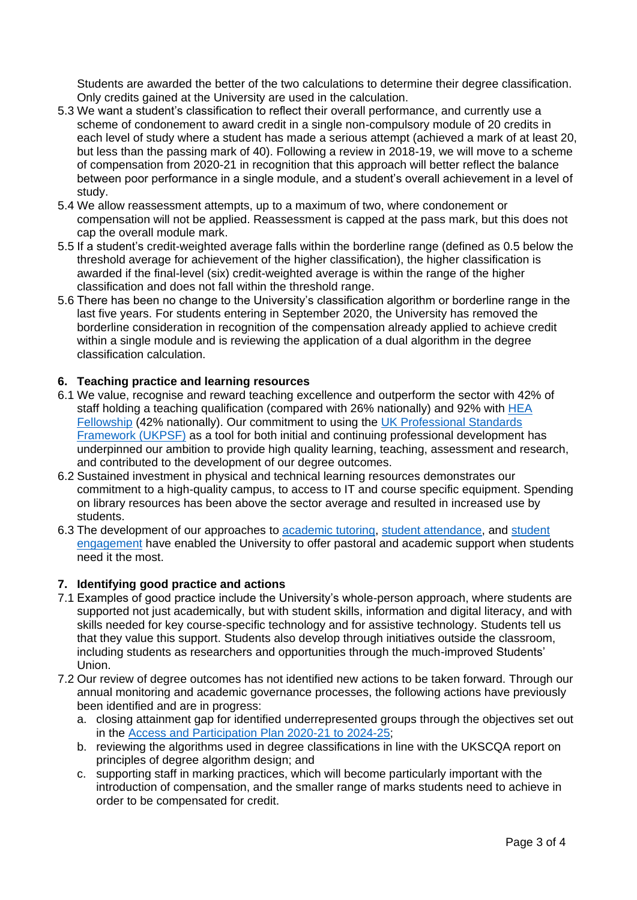Students are awarded the better of the two calculations to determine their degree classification. Only credits gained at the University are used in the calculation.

5.3 We want a student's classification to reflect their overall performance, and currently use a scheme of condonement to award credit in a single non-compulsory module of 20 credits in each level of study where a student has made a serious attempt (achieved a mark of at least 20, but less than the passing mark of 40). Following a review in 2018-19, we will move to a scheme of compensation from 2020-21 in recognition that this approach will better reflect the balance between poor performance in a single module, and a student's overall achievement in a level of study.

5.4 We allow reassessment attempts, up to a maximum of two, where condonement or compensation will not be applied. Reassessment is capped at the pass mark, but this does not cap the overall module mark.

5.5 If a student's credit-weighted average falls within the borderline range (defined as 0.5 below the threshold average for achievement of the higher classification), the higher classification is awarded if the final-level (six) credit-weighted average is within the range of the higher classification and does not fall within the threshold range.

5.6 There has been no change to the University's classification algorithm or borderline range in the last five years. For students entering in September 2020, the University has removed the borderline consideration in recognition of the compensation already applied to achieve credit within a single module and is reviewing the application of a dual algorithm in the degree classification calculation.

## 6. Teaching practice and learning resources

6.1 We value, recognise and reward teaching excellence and outperform the sector with 42% of staff holding a teaching qualification (compared with 26% nationally) and 92% with HEA Fellowship (42% nationally). Our commitment to using the UK Professional Standards Framework (UKPSF) as a tool for both initial and continuing professional development has underpinned our ambition to provide high quality learning, teaching, assessment and research, and contributed to the development of our degree outcomes.

6.2 Sustained investment in physical and technical learning resources demonstrates our commitment to a high-quality campus, to access to IT and course specific equipment. Spending on library resources has been above the sector average and resulted in increased use by students.

6.3 The development of our approaches to academic tutoring, student attendance, and student engagement have enabled the University to offer pastoral and academic support when students need it the most.

## 7. Identifying good practice and actions

7.1 Examples of good practice include the University's whole-person approach, where students are supported not just academically, but with student skills, information and digital literacy, and with skills needed for key course-specific technology and for assistive technology. Students tell us that they value this support. Students also develop through initiatives outside the classroom, including students as researchers and opportunities through the much-improved Students' Union.

7.2 Our review of degree outcomes has not identified new actions to be taken forward. Through our annual monitoring and academic governance processes, the following actions have previously been identified and are in progress:

a. closing attainment gap for identified underrepresented groups through the objectives set out in the Access and Participation Plan 2020-21 to 2024-25;

b. reviewing the algorithms used in degree classifications in line with the UKSCQA report on principles of degree algorithm design; and

c. supporting staff in marking practices, which will become particularly important with the introduction of compensation, and the smaller range of marks students need to achieve in order to be compensated for credit.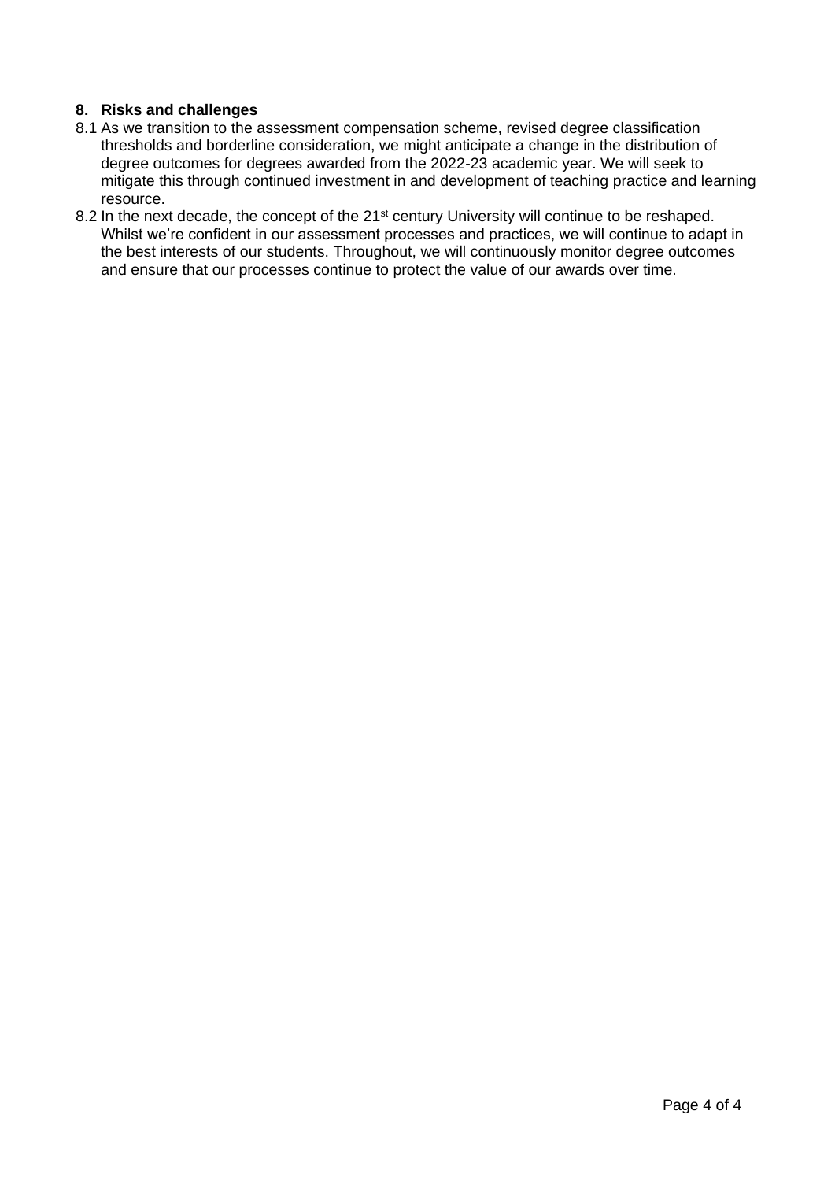## 8. Risks and challenges

8.1 As we transition to the assessment compensation scheme, revised degree classification thresholds and borderline consideration, we might anticipate a change in the distribution of degree outcomes for degrees awarded from the 2022-23 academic year. We will seek to mitigate this through continued investment in and development of teaching practice and learning resource.

8.2 In the next decade, the concept of the 21st century University will continue to be reshaped. Whilst we're confident in our assessment processes and practices, we will continue to adapt in the best interests of our students. Throughout, we will continuously monitor degree outcomes and ensure that our processes continue to protect the value of our awards over time.